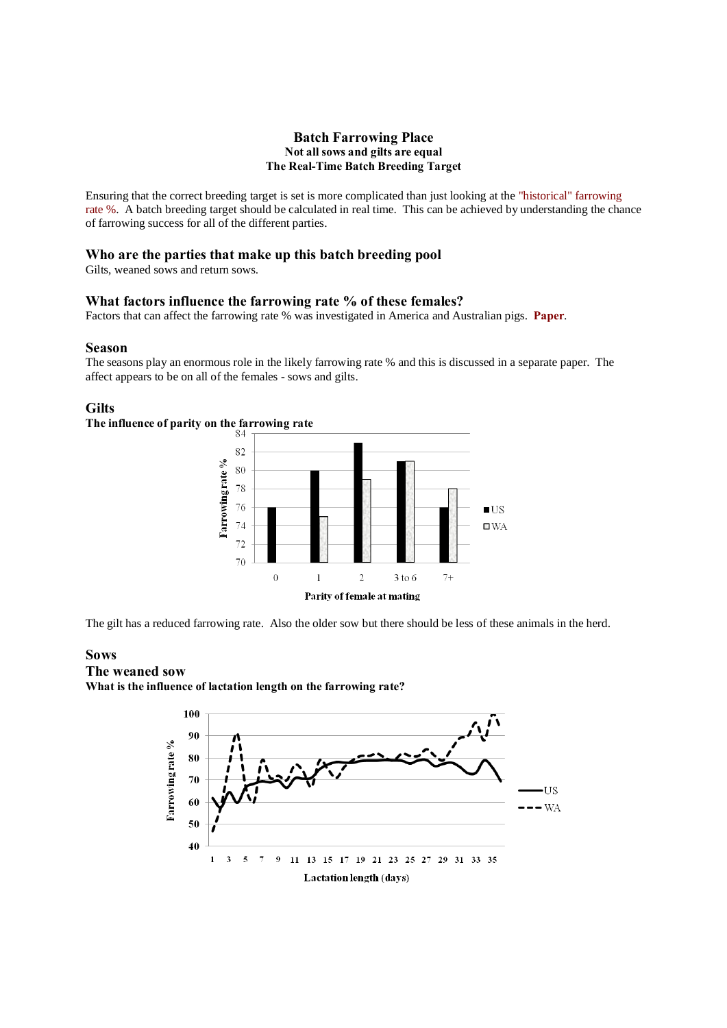# Batch Farrowing Place

### Not all sows and gilts are equal

### The Real-Time Batch Breeding Target

Ensuring that the correct breeding target is set is more complicated than just looking at the "historical" farrowing rate %. A batch breeding target should be calculated in real time. This can be achieved by understanding the chance of farrowing success for all of the different parties.

## Who are the parties that make up this batch breeding pool

Gilts, weaned sows and return sows.

## What factors influence the farrowing rate % of these females?

Factors that can affect the farrowing rate % was investigated in America and Australian pigs. **Paper**.

## Season

The seasons play an enormous role in the likely farrowing rate % and this is discussed in a separate paper. The affect appears to be on all of the females - sows and gilts.

## Gilts

**The influence of parity on the farrowing rate**

The gilt has a reduced farrowing rate. Also the older sow but there should be less of these animals in the herd.

## Sows

## The weaned sow

**What is the influence of lactation length on the farrowing rate?**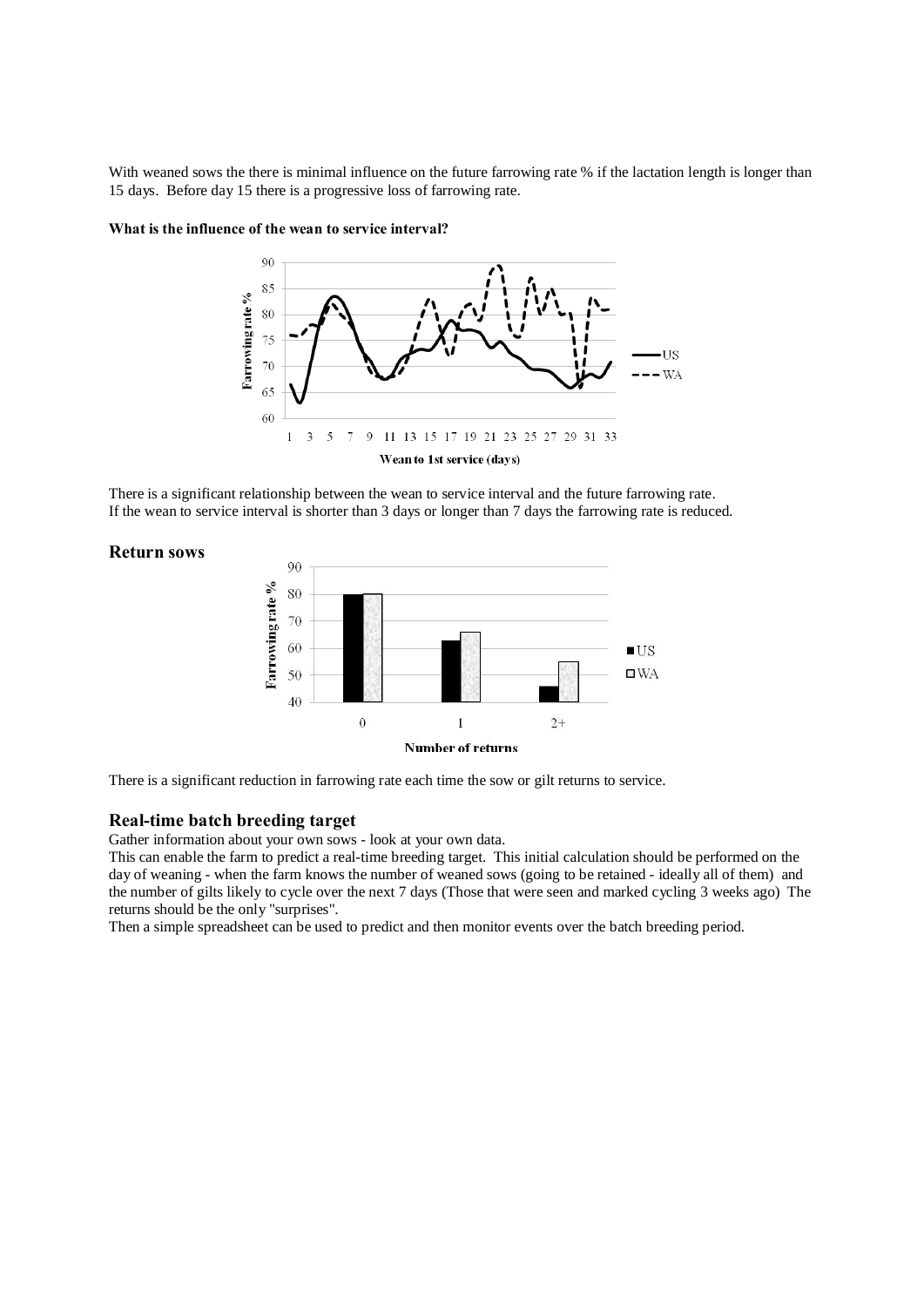With weaned sows the there is minimal influence on the future farrowing rate % if the lactation length is longer than 15 days. Before day 15 there is a progressive loss of farrowing rate.

**What is the influence of the wean to service interval?**

There is a significant relationship between the wean to service interval and the future farrowing rate.
If the wean to service interval is shorter than 3 days or longer than 7 days the farrowing rate is reduced.

## Return sows

There is a significant reduction in farrowing rate each time the sow or gilt returns to service.

## Real-time batch breeding target

Gather information about your own sows - look at your own data.
This can enable the farm to predict a real-time breeding target. This initial calculation should be performed on the day of weaning - when the farm knows the number of weaned sows (going to be retained - ideally all of them) and the number of gilts likely to cycle over the next 7 days (Those that were seen and marked cycling 3 weeks ago) The returns should be the only "surprises".
Then a simple spreadsheet can be used to predict and then monitor events over the batch breeding period.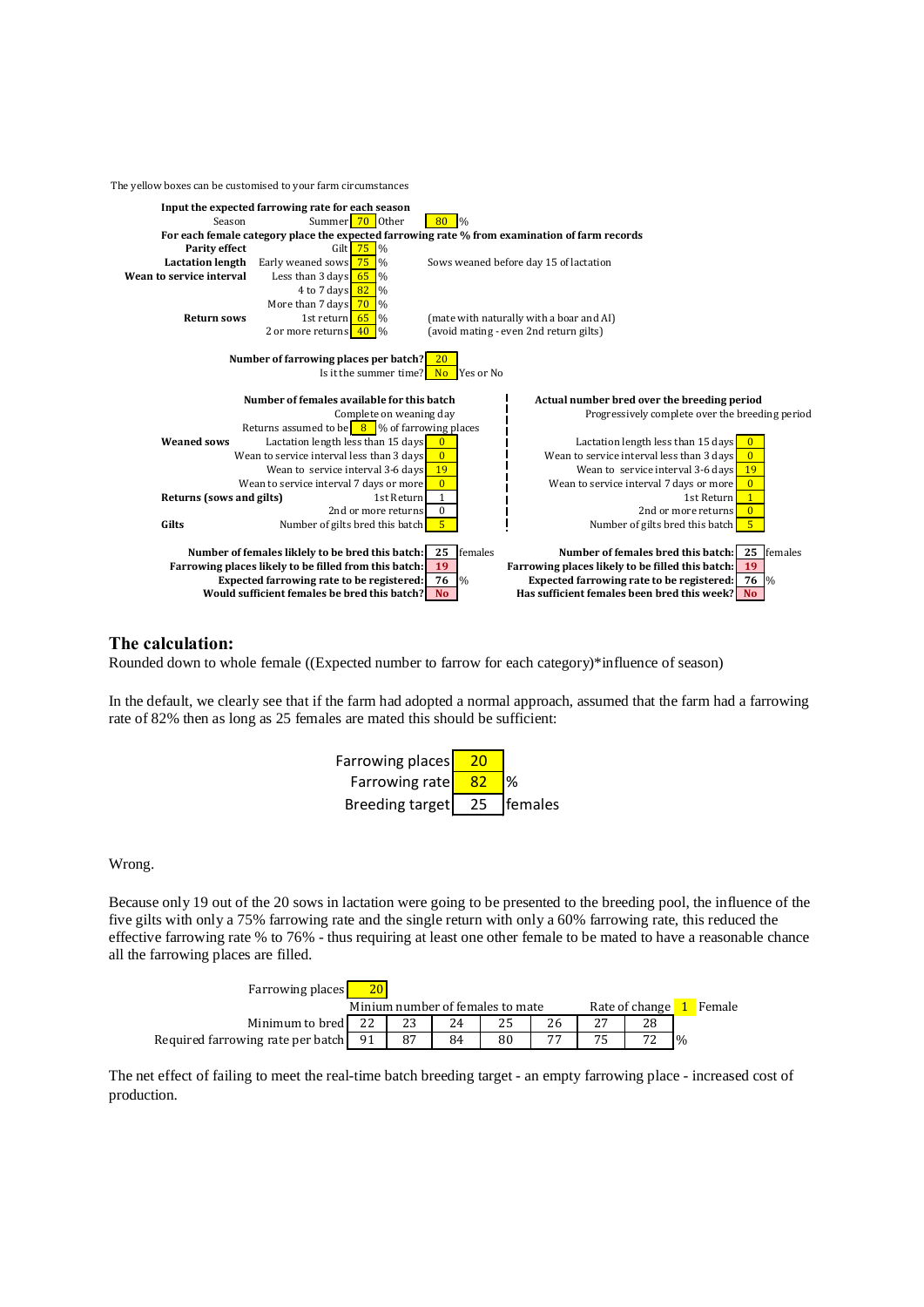The yellow boxes can be customised to your farm circumstances

**Input the expected farrowing rate for each season**

| Season | Summer | 70 | Other | 80 | % |
|---|---|---|---|---|---|

**For each female category place the expected farrowing rate % from examination of farm records**

| | | | | |
|---|---|---|---|---|
| **Parity effect** | Gilt | 75 | % | |
| **Lactation length** | Early weaned sows | 75 | % | Sows weaned before day 15 of lactation |
| **Wean to service interval** | Less than 3 days | 65 | % | |
| | 4 to 7 days | 82 | % | |
| | More than 7 days | 70 | % | |
| **Return sows** | 1st return | 65 | % | (mate with naturally with a boar and AI) |
| | 2 or more returns | 40 | % | (avoid mating - even 2nd return gilts) |

**Number of farrowing places per batch?** 20

Is it the summer time? No — Yes or No

| **Number of females available for this batch** | | | **Actual number bred over the breeding period** | |
|---|---|---|---|---|
| Complete on weaning day | | | Progressively complete over the breeding period | |
| Returns assumed to be 8 % of farrowing places | | | | |
| **Weaned sows** | Lactation length less than 15 days | 0 | Lactation length less than 15 days | 0 |
| | Wean to service interval less than 3 days | 0 | Wean to service interval less than 3 days | 0 |
| | Wean to service interval 3-6 days | 19 | Wean to service interval 3-6 days | 19 |
| | Wean to service interval 7 days or more | 0 | Wean to service interval 7 days or more | 0 |
| **Returns (sows and gilts)** | 1st Return | 1 | 1st Return | 1 |
| | 2nd or more returns | 0 | 2nd or more returns | 0 |
| **Gilts** | Number of gilts bred this batch | 5 | Number of gilts bred this batch | 5 |

| | | | |
|---|---|---|---|
| **Number of females liklely to be bred this batch:** | 25 females | **Number of females bred this batch:** | 25 females |
| **Farrowing places likely to be filled from this batch:** | 19 | **Farrowing places likely to be filled this batch:** | 19 |
| **Expected farrowing rate to be registered:** | 76 % | **Expected farrowing rate to be registered:** | 76 % |
| **Would sufficient females be bred this batch?** | No | **Has sufficient females been bred this week?** | No |

## The calculation:

Rounded down to whole female ((Expected number to farrow for each category)*influence of season)

In the default, we clearly see that if the farm had adopted a normal approach, assumed that the farm had a farrowing rate of 82% then as long as 25 females are mated this should be sufficient:

| | | |
|---|---|---|
| Farrowing places | 20 | |
| Farrowing rate | 82 | % |
| Breeding target | 25 | females |

Wrong.

Because only 19 out of the 20 sows in lactation were going to be presented to the breeding pool, the influence of the five gilts with only a 75% farrowing rate and the single return with only a 60% farrowing rate, this reduced the effective farrowing rate % to 76% - thus requiring at least one other female to be mated to have a reasonable chance all the farrowing places are filled.

Farrowing places: 20

| | Minium number of females to mate | | | | | Rate of change 1 Female | | |
|---|---|---|---|---|---|---|---|---|
| Minimum to bred | 22 | 23 | 24 | 25 | 26 | 27 | 28 | |
| Required farrowing rate per batch | 91 | 87 | 84 | 80 | 77 | 75 | 72 | % |

The net effect of failing to meet the real-time batch breeding target - an empty farrowing place - increased cost of production.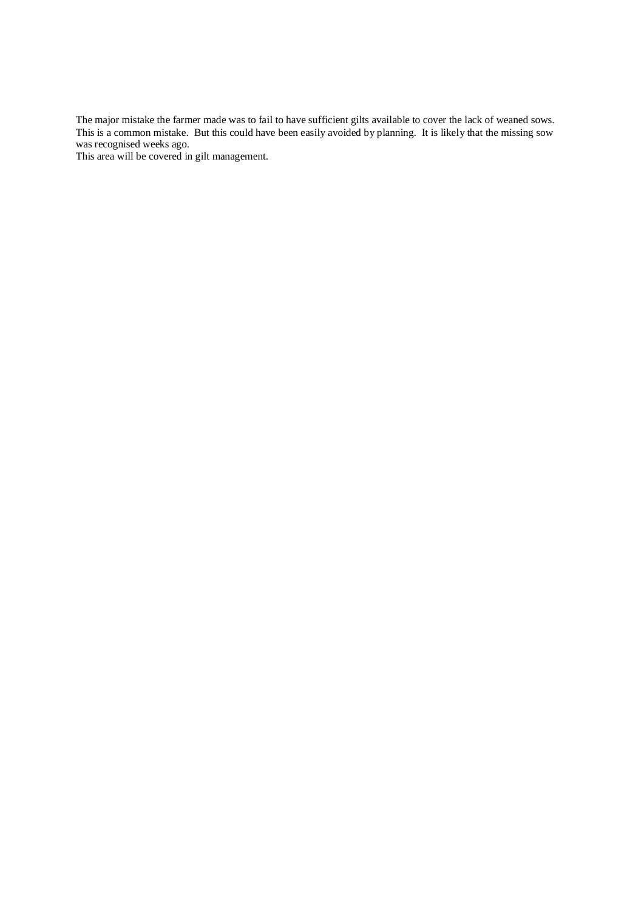The major mistake the farmer made was to fail to have sufficient gilts available to cover the lack of weaned sows. This is a common mistake. But this could have been easily avoided by planning. It is likely that the missing sow was recognised weeks ago.

This area will be covered in gilt management.